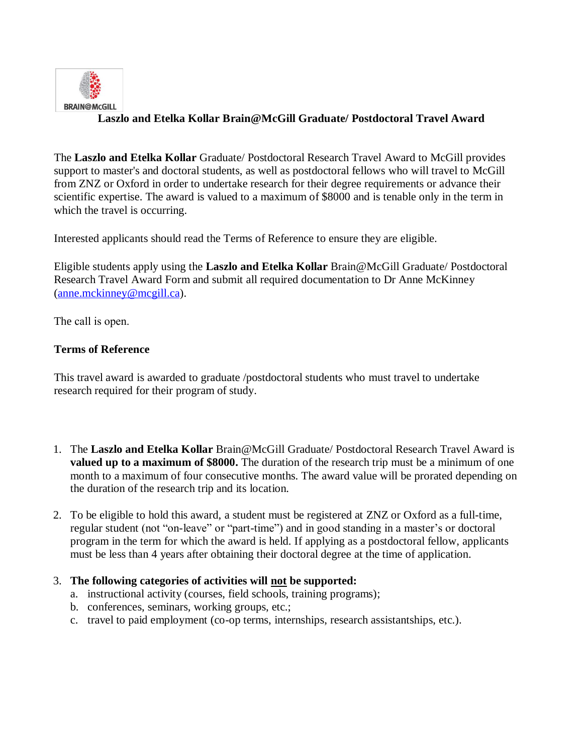BRAIN@McGILL

# Laszlo and Etelka Kollar Brain@McGill Graduate/ Postdoctoral Travel Award

The **Laszlo and Etelka Kollar** Graduate/ Postdoctoral Research Travel Award to McGill provides support to master's and doctoral students, as well as postdoctoral fellows who will travel to McGill from ZNZ or Oxford in order to undertake research for their degree requirements or advance their scientific expertise. The award is valued to a maximum of $8000 and is tenable only in the term in which the travel is occurring.

Interested applicants should read the Terms of Reference to ensure they are eligible.

Eligible students apply using the **Laszlo and Etelka Kollar** Brain@McGill Graduate/ Postdoctoral Research Travel Award Form and submit all required documentation to Dr Anne McKinney (anne.mckinney@mcgill.ca).

The call is open.

## Terms of Reference

This travel award is awarded to graduate /postdoctoral students who must travel to undertake research required for their program of study.

1. The **Laszlo and Etelka Kollar** Brain@McGill Graduate/ Postdoctoral Research Travel Award is **valued up to a maximum of $8000.** The duration of the research trip must be a minimum of one month to a maximum of four consecutive months. The award value will be prorated depending on the duration of the research trip and its location.

2. To be eligible to hold this award, a student must be registered at ZNZ or Oxford as a full-time, regular student (not "on-leave" or "part-time") and in good standing in a master's or doctoral program in the term for which the award is held. If applying as a postdoctoral fellow, applicants must be less than 4 years after obtaining their doctoral degree at the time of application.

3. **The following categories of activities will not be supported:**
   a. instructional activity (courses, field schools, training programs);
   b. conferences, seminars, working groups, etc.;
   c. travel to paid employment (co-op terms, internships, research assistantships, etc.).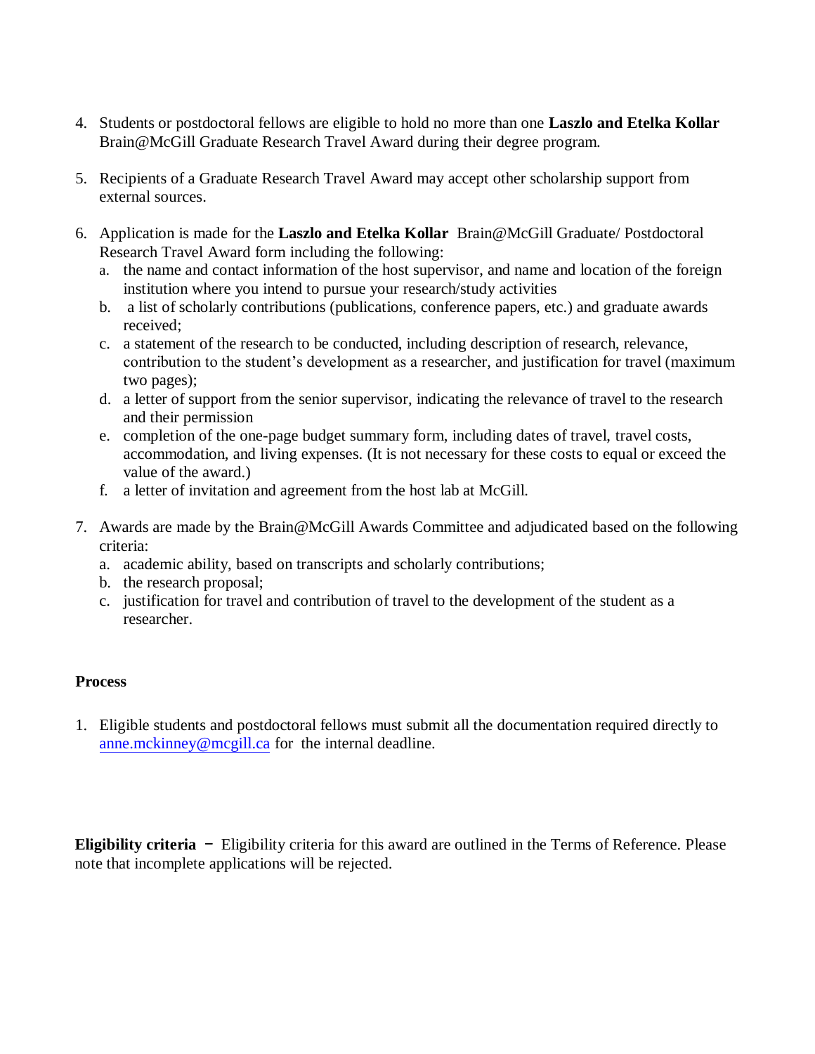4. Students or postdoctoral fellows are eligible to hold no more than one **Laszlo and Etelka Kollar** Brain@McGill Graduate Research Travel Award during their degree program.

5. Recipients of a Graduate Research Travel Award may accept other scholarship support from external sources.

6. Application is made for the **Laszlo and Etelka Kollar** Brain@McGill Graduate/ Postdoctoral Research Travel Award form including the following:
   a. the name and contact information of the host supervisor, and name and location of the foreign institution where you intend to pursue your research/study activities
   b. a list of scholarly contributions (publications, conference papers, etc.) and graduate awards received;
   c. a statement of the research to be conducted, including description of research, relevance, contribution to the student's development as a researcher, and justification for travel (maximum two pages);
   d. a letter of support from the senior supervisor, indicating the relevance of travel to the research and their permission
   e. completion of the one-page budget summary form, including dates of travel, travel costs, accommodation, and living expenses. (It is not necessary for these costs to equal or exceed the value of the award.)
   f. a letter of invitation and agreement from the host lab at McGill.

7. Awards are made by the Brain@McGill Awards Committee and adjudicated based on the following criteria:
   a. academic ability, based on transcripts and scholarly contributions;
   b. the research proposal;
   c. justification for travel and contribution of travel to the development of the student as a researcher.

**Process**

1. Eligible students and postdoctoral fellows must submit all the documentation required directly to anne.mckinney@mcgill.ca for the internal deadline.

**Eligibility criteria** – Eligibility criteria for this award are outlined in the Terms of Reference. Please note that incomplete applications will be rejected.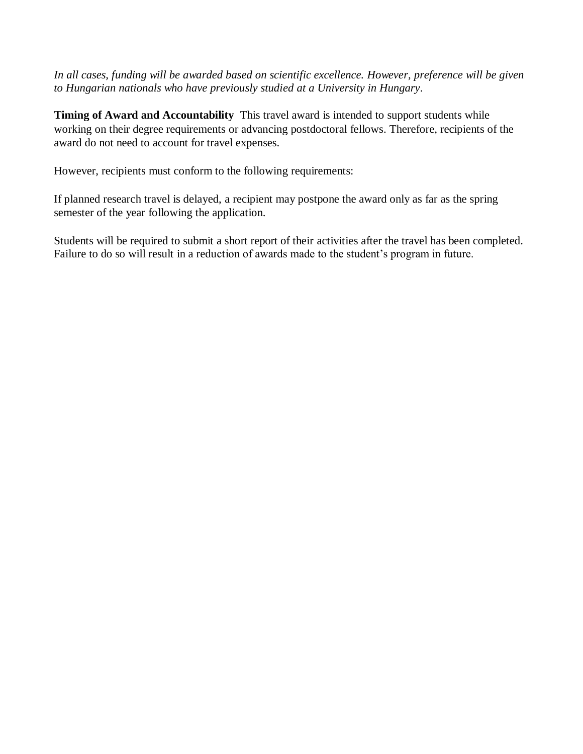*In all cases, funding will be awarded based on scientific excellence. However, preference will be given to Hungarian nationals who have previously studied at a University in Hungary*.

**Timing of Award and Accountability** This travel award is intended to support students while working on their degree requirements or advancing postdoctoral fellows. Therefore, recipients of the award do not need to account for travel expenses.

However, recipients must conform to the following requirements:

If planned research travel is delayed, a recipient may postpone the award only as far as the spring semester of the year following the application.

Students will be required to submit a short report of their activities after the travel has been completed. Failure to do so will result in a reduction of awards made to the student's program in future.